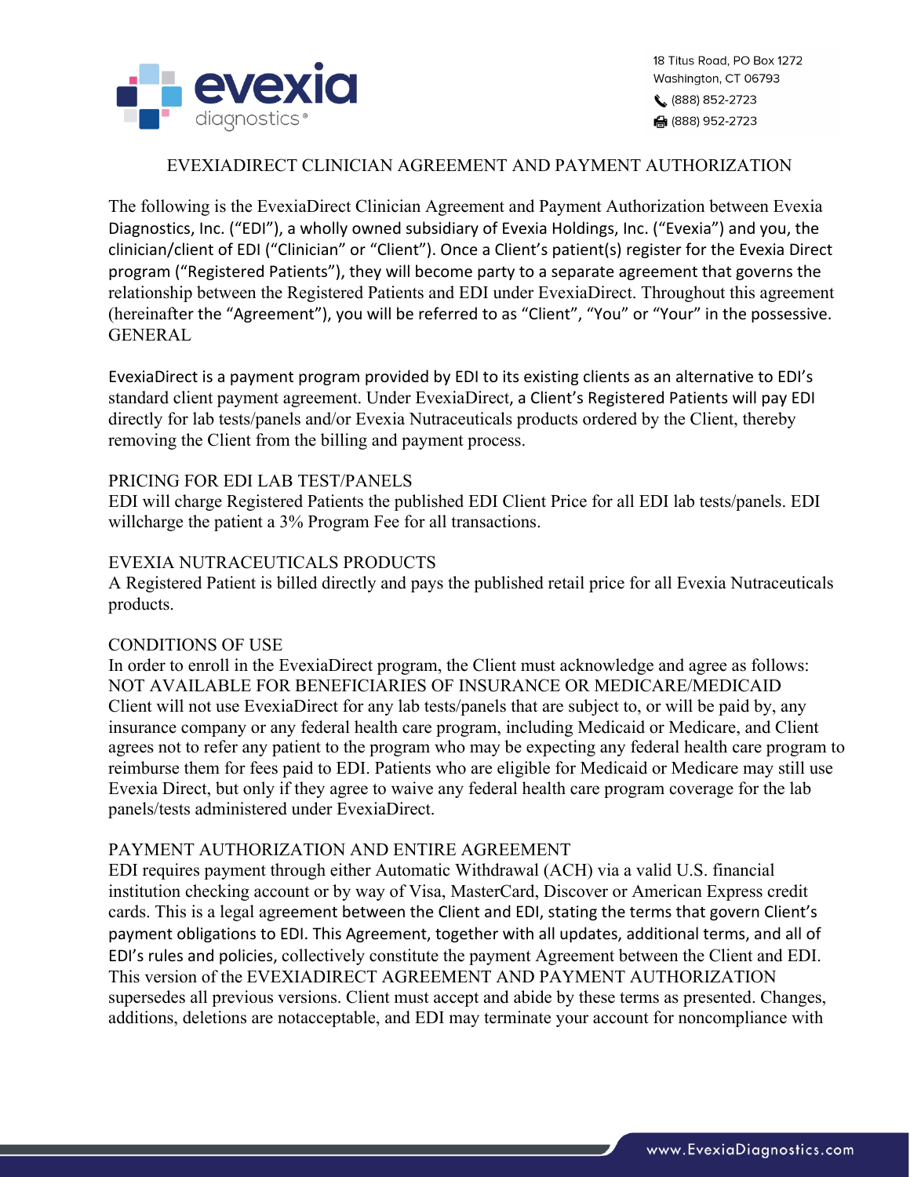18 Titus Road, PO Box 1272
Washington, CT 06793
(888) 852-2723
(888) 952-2723

# EVEXIADIRECT CLINICIAN AGREEMENT AND PAYMENT AUTHORIZATION

The following is the EvexiaDirect Clinician Agreement and Payment Authorization between Evexia Diagnostics, Inc. ("EDI"), a wholly owned subsidiary of Evexia Holdings, Inc. ("Evexia") and you, the clinician/client of EDI ("Clinician" or "Client"). Once a Client's patient(s) register for the Evexia Direct program ("Registered Patients"), they will become party to a separate agreement that governs the relationship between the Registered Patients and EDI under EvexiaDirect. Throughout this agreement (hereinafter the "Agreement"), you will be referred to as "Client", "You" or "Your" in the possessive.

## GENERAL

EvexiaDirect is a payment program provided by EDI to its existing clients as an alternative to EDI's standard client payment agreement. Under EvexiaDirect, a Client's Registered Patients will pay EDI directly for lab tests/panels and/or Evexia Nutraceuticals products ordered by the Client, thereby removing the Client from the billing and payment process.

## PRICING FOR EDI LAB TEST/PANELS

EDI will charge Registered Patients the published EDI Client Price for all EDI lab tests/panels. EDI willcharge the patient a 3% Program Fee for all transactions.

## EVEXIA NUTRACEUTICALS PRODUCTS

A Registered Patient is billed directly and pays the published retail price for all Evexia Nutraceuticals products.

## CONDITIONS OF USE

In order to enroll in the EvexiaDirect program, the Client must acknowledge and agree as follows:

NOT AVAILABLE FOR BENEFICIARIES OF INSURANCE OR MEDICARE/MEDICAID

Client will not use EvexiaDirect for any lab tests/panels that are subject to, or will be paid by, any insurance company or any federal health care program, including Medicaid or Medicare, and Client agrees not to refer any patient to the program who may be expecting any federal health care program to reimburse them for fees paid to EDI. Patients who are eligible for Medicaid or Medicare may still use Evexia Direct, but only if they agree to waive any federal health care program coverage for the lab panels/tests administered under EvexiaDirect.

## PAYMENT AUTHORIZATION AND ENTIRE AGREEMENT

EDI requires payment through either Automatic Withdrawal (ACH) via a valid U.S. financial institution checking account or by way of Visa, MasterCard, Discover or American Express credit cards. This is a legal agreement between the Client and EDI, stating the terms that govern Client's payment obligations to EDI. This Agreement, together with all updates, additional terms, and all of EDI's rules and policies, collectively constitute the payment Agreement between the Client and EDI. This version of the EVEXIADIRECT AGREEMENT AND PAYMENT AUTHORIZATION supersedes all previous versions. Client must accept and abide by these terms as presented. Changes, additions, deletions are notacceptable, and EDI may terminate your account for noncompliance with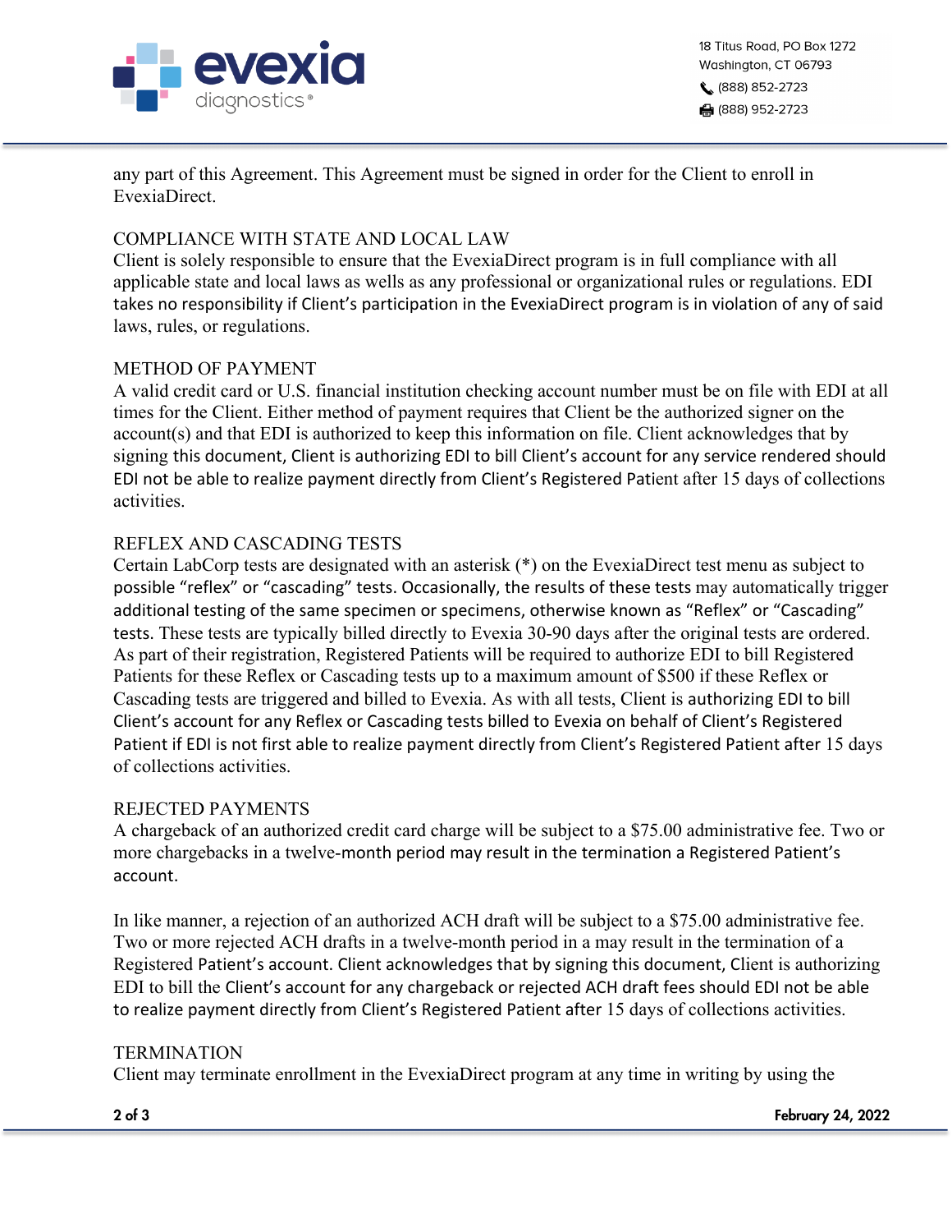any part of this Agreement. This Agreement must be signed in order for the Client to enroll in EvexiaDirect.

## COMPLIANCE WITH STATE AND LOCAL LAW

Client is solely responsible to ensure that the EvexiaDirect program is in full compliance with all applicable state and local laws as wells as any professional or organizational rules or regulations. EDI takes no responsibility if Client's participation in the EvexiaDirect program is in violation of any of said laws, rules, or regulations.

## METHOD OF PAYMENT

A valid credit card or U.S. financial institution checking account number must be on file with EDI at all times for the Client. Either method of payment requires that Client be the authorized signer on the account(s) and that EDI is authorized to keep this information on file. Client acknowledges that by signing this document, Client is authorizing EDI to bill Client's account for any service rendered should EDI not be able to realize payment directly from Client's Registered Patient after 15 days of collections activities.

## REFLEX AND CASCADING TESTS

Certain LabCorp tests are designated with an asterisk (*) on the EvexiaDirect test menu as subject to possible "reflex" or "cascading" tests. Occasionally, the results of these tests may automatically trigger additional testing of the same specimen or specimens, otherwise known as "Reflex" or "Cascading" tests. These tests are typically billed directly to Evexia 30-90 days after the original tests are ordered. As part of their registration, Registered Patients will be required to authorize EDI to bill Registered Patients for these Reflex or Cascading tests up to a maximum amount of $500 if these Reflex or Cascading tests are triggered and billed to Evexia. As with all tests, Client is authorizing EDI to bill Client's account for any Reflex or Cascading tests billed to Evexia on behalf of Client's Registered Patient if EDI is not first able to realize payment directly from Client's Registered Patient after 15 days of collections activities.

## REJECTED PAYMENTS

A chargeback of an authorized credit card charge will be subject to a $75.00 administrative fee. Two or more chargebacks in a twelve-month period may result in the termination a Registered Patient's account.

In like manner, a rejection of an authorized ACH draft will be subject to a $75.00 administrative fee. Two or more rejected ACH drafts in a twelve-month period in a may result in the termination of a Registered Patient's account. Client acknowledges that by signing this document, Client is authorizing EDI to bill the Client's account for any chargeback or rejected ACH draft fees should EDI not be able to realize payment directly from Client's Registered Patient after 15 days of collections activities.

## TERMINATION

Client may terminate enrollment in the EvexiaDirect program at any time in writing by using the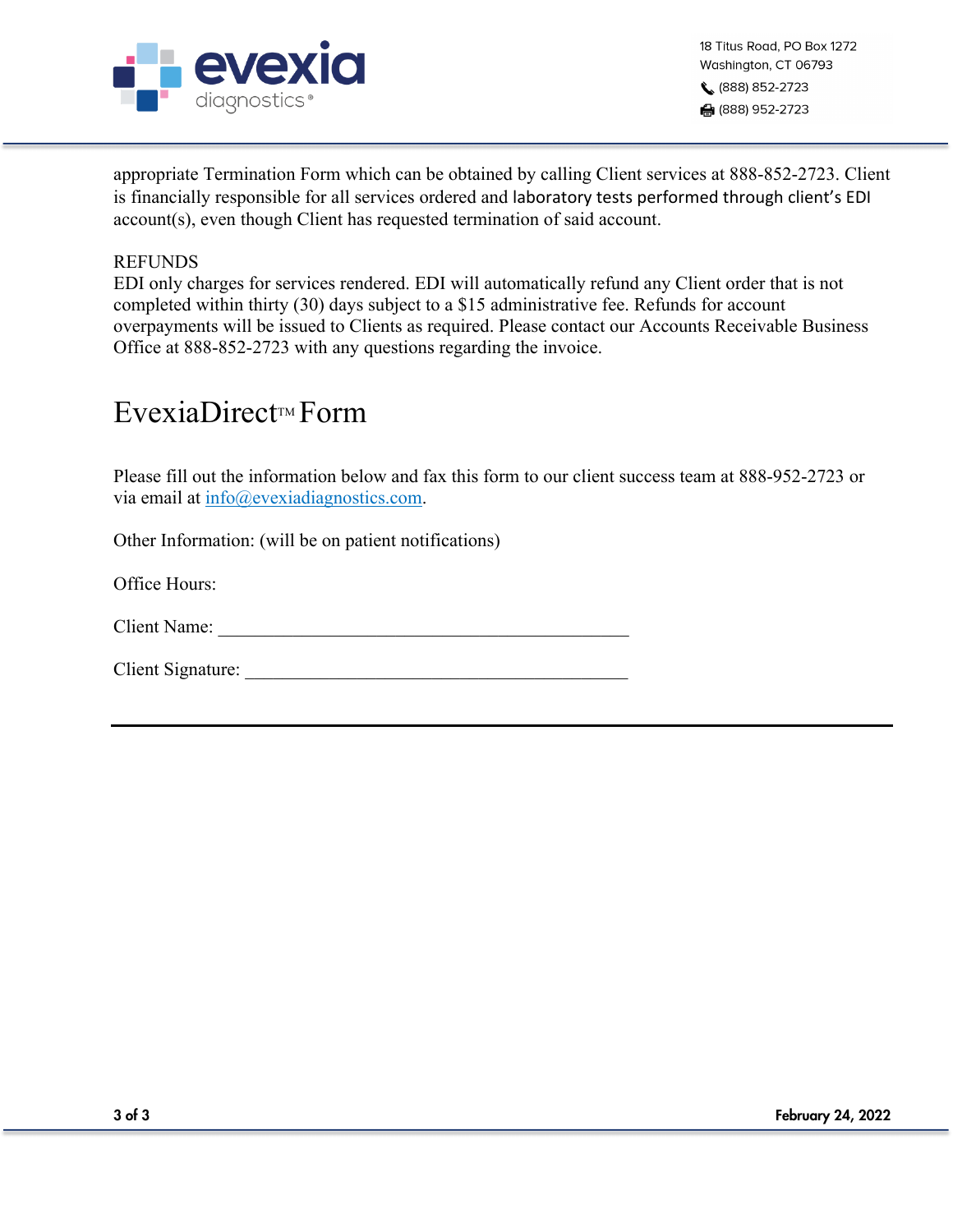appropriate Termination Form which can be obtained by calling Client services at 888-852-2723. Client is financially responsible for all services ordered and laboratory tests performed through client's EDI account(s), even though Client has requested termination of said account.

REFUNDS
EDI only charges for services rendered. EDI will automatically refund any Client order that is not completed within thirty (30) days subject to a $15 administrative fee. Refunds for account overpayments will be issued to Clients as required. Please contact our Accounts Receivable Business Office at 888-852-2723 with any questions regarding the invoice.

# EvexiaDirect™ Form

Please fill out the information below and fax this form to our client success team at 888-952-2723 or via email at info@evexiadiagnostics.com.

Other Information: (will be on patient notifications)

Office Hours:

Client Name: ______________________________________________

Client Signature: ___________________________________________

---